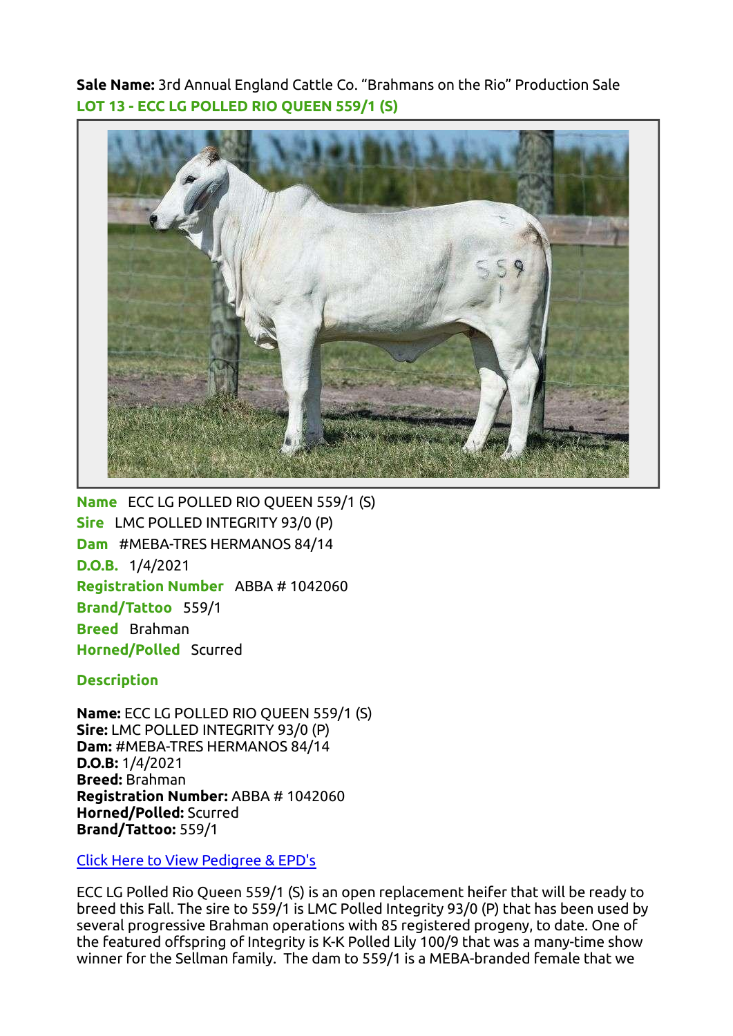**Sale Name:** 3rd Annual England Cattle Co. “Brahmans on the Rio” Production Sale

## LOT 13 - ECC LG POLLED RIO QUEEN 559/1 (S)

**Name** ECC LG POLLED RIO QUEEN 559/1 (S)
**Sire** LMC POLLED INTEGRITY 93/0 (P)
**Dam** #MEBA-TRES HERMANOS 84/14
**D.O.B.** 1/4/2021
**Registration Number** ABBA # 1042060
**Brand/Tattoo** 559/1
**Breed** Brahman
**Horned/Polled** Scurred

### Description

**Name:** ECC LG POLLED RIO QUEEN 559/1 (S)
**Sire:** LMC POLLED INTEGRITY 93/0 (P)
**Dam:** #MEBA-TRES HERMANOS 84/14
**D.O.B:** 1/4/2021
**Breed:** Brahman
**Registration Number:** ABBA # 1042060
**Horned/Polled:** Scurred
**Brand/Tattoo:** 559/1

Click Here to View Pedigree & EPD's

ECC LG Polled Rio Queen 559/1 (S) is an open replacement heifer that will be ready to breed this Fall. The sire to 559/1 is LMC Polled Integrity 93/0 (P) that has been used by several progressive Brahman operations with 85 registered progeny, to date. One of the featured offspring of Integrity is K-K Polled Lily 100/9 that was a many-time show winner for the Sellman family. The dam to 559/1 is a MEBA-branded female that we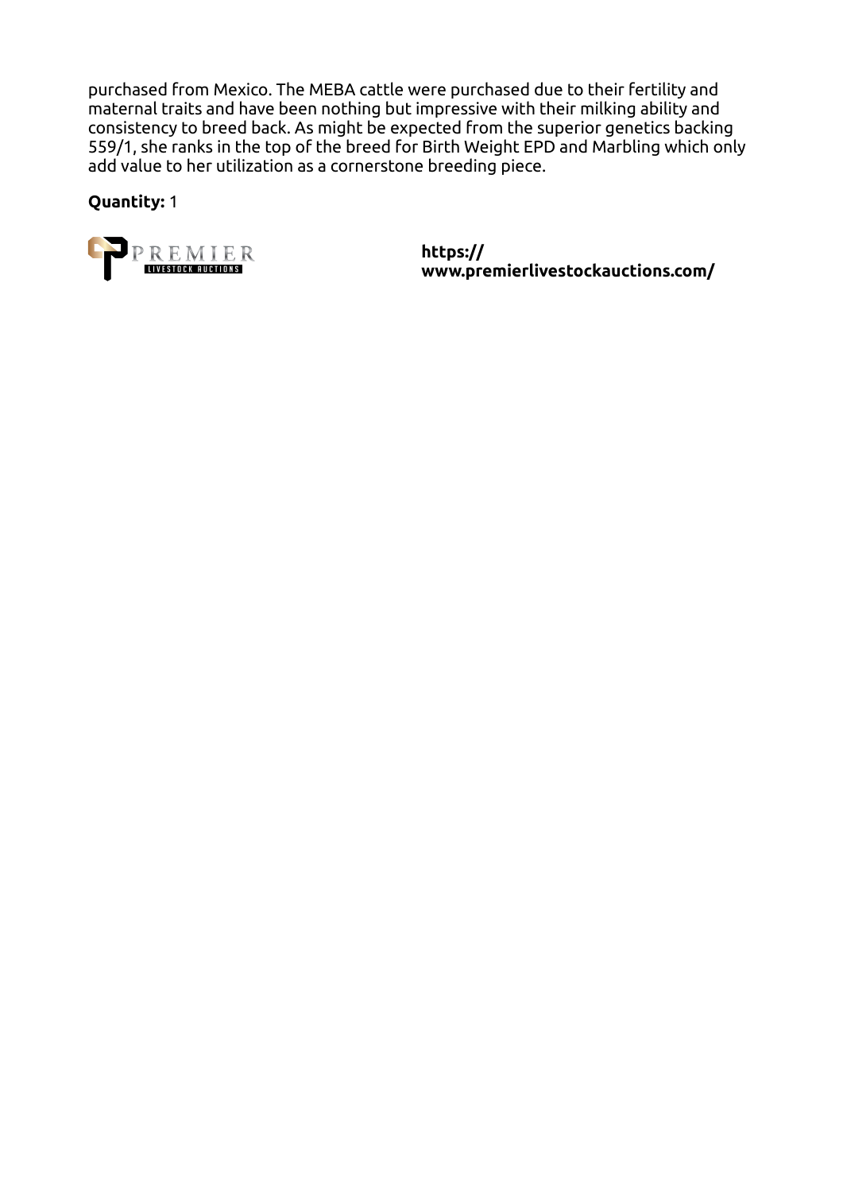purchased from Mexico. The MEBA cattle were purchased due to their fertility and maternal traits and have been nothing but impressive with their milking ability and consistency to breed back. As might be expected from the superior genetics backing 559/1, she ranks in the top of the breed for Birth Weight EPD and Marbling which only add value to her utilization as a cornerstone breeding piece.

**Quantity:** 1

PREMIER LIVESTOCK AUCTIONS

**https://www.premierlivestockauctions.com/**